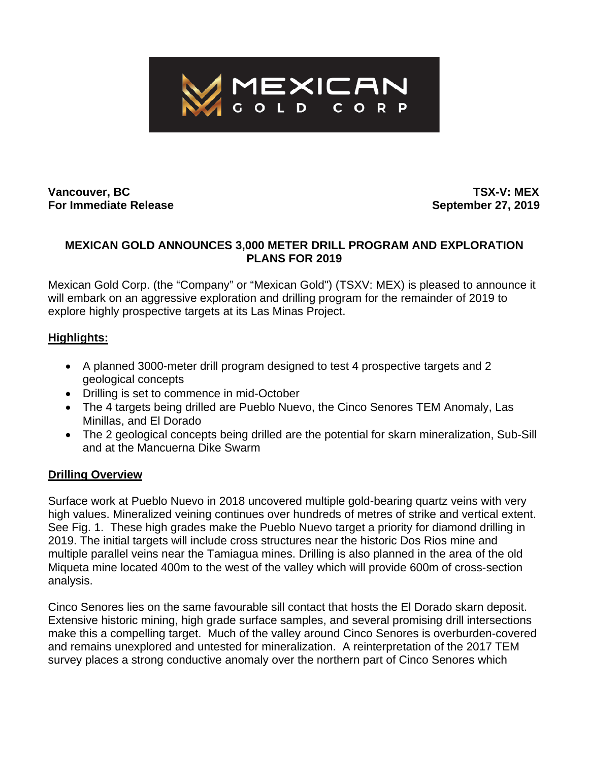Vancouver, BC
**For Immediate Release**

**TSX-V: MEX**
**September 27, 2019**

# MEXICAN GOLD ANNOUNCES 3,000 METER DRILL PROGRAM AND EXPLORATION PLANS FOR 2019

Mexican Gold Corp. (the "Company" or "Mexican Gold") (TSXV: MEX) is pleased to announce it will embark on an aggressive exploration and drilling program for the remainder of 2019 to explore highly prospective targets at its Las Minas Project.

## Highlights:

- A planned 3000-meter drill program designed to test 4 prospective targets and 2 geological concepts
- Drilling is set to commence in mid-October
- The 4 targets being drilled are Pueblo Nuevo, the Cinco Senores TEM Anomaly, Las Minillas, and El Dorado
- The 2 geological concepts being drilled are the potential for skarn mineralization, Sub-Sill and at the Mancuerna Dike Swarm

## Drilling Overview

Surface work at Pueblo Nuevo in 2018 uncovered multiple gold-bearing quartz veins with very high values. Mineralized veining continues over hundreds of metres of strike and vertical extent. See Fig. 1. These high grades make the Pueblo Nuevo target a priority for diamond drilling in 2019. The initial targets will include cross structures near the historic Dos Rios mine and multiple parallel veins near the Tamiagua mines. Drilling is also planned in the area of the old Miqueta mine located 400m to the west of the valley which will provide 600m of cross-section analysis.

Cinco Senores lies on the same favourable sill contact that hosts the El Dorado skarn deposit. Extensive historic mining, high grade surface samples, and several promising drill intersections make this a compelling target. Much of the valley around Cinco Senores is overburden-covered and remains unexplored and untested for mineralization. A reinterpretation of the 2017 TEM survey places a strong conductive anomaly over the northern part of Cinco Senores which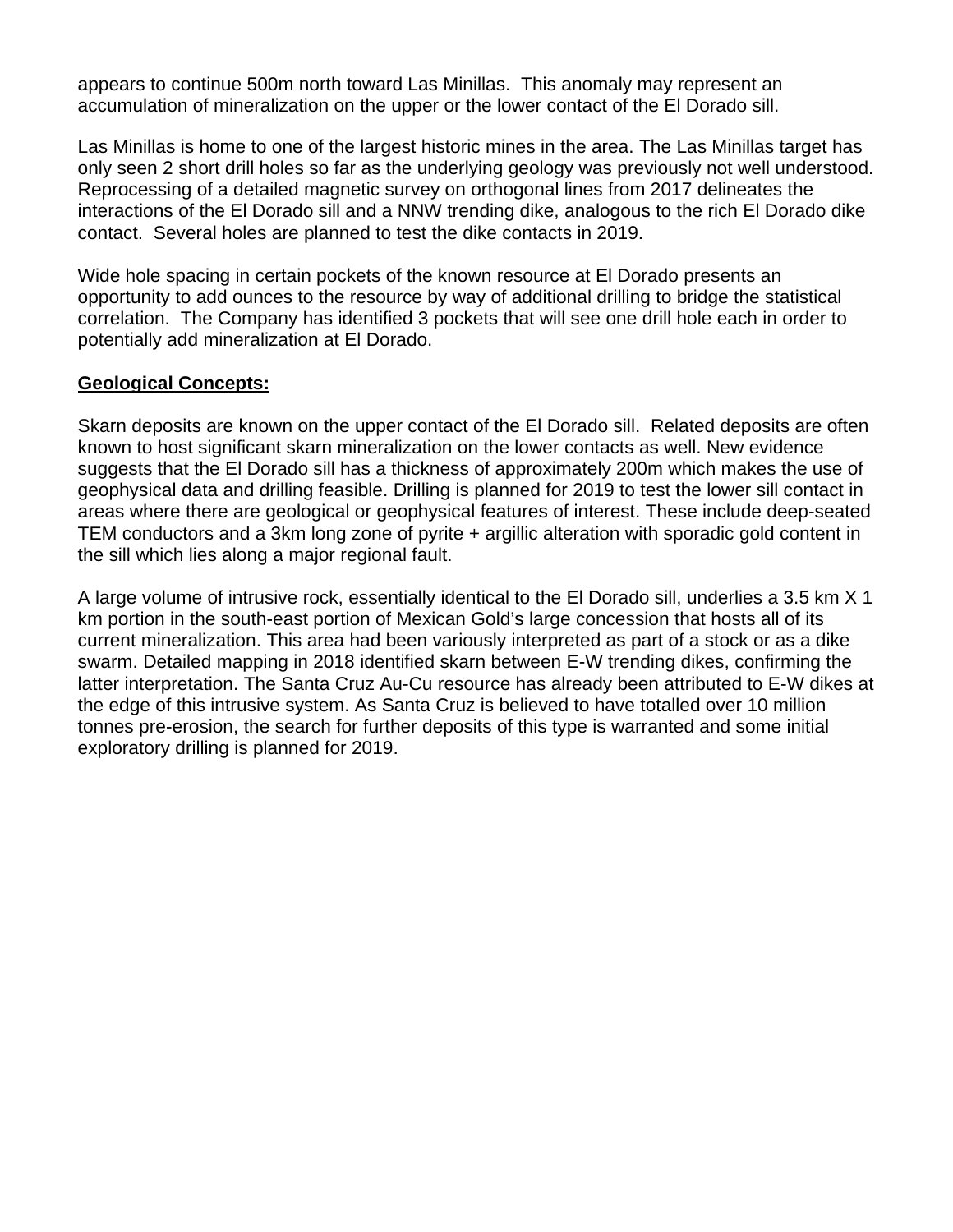appears to continue 500m north toward Las Minillas.  This anomaly may represent an accumulation of mineralization on the upper or the lower contact of the El Dorado sill.

Las Minillas is home to one of the largest historic mines in the area. The Las Minillas target has only seen 2 short drill holes so far as the underlying geology was previously not well understood. Reprocessing of a detailed magnetic survey on orthogonal lines from 2017 delineates the interactions of the El Dorado sill and a NNW trending dike, analogous to the rich El Dorado dike contact.  Several holes are planned to test the dike contacts in 2019.

Wide hole spacing in certain pockets of the known resource at El Dorado presents an opportunity to add ounces to the resource by way of additional drilling to bridge the statistical correlation.  The Company has identified 3 pockets that will see one drill hole each in order to potentially add mineralization at El Dorado.

**<u>Geological Concepts:</u>**

Skarn deposits are known on the upper contact of the El Dorado sill.  Related deposits are often known to host significant skarn mineralization on the lower contacts as well. New evidence suggests that the El Dorado sill has a thickness of approximately 200m which makes the use of geophysical data and drilling feasible. Drilling is planned for 2019 to test the lower sill contact in areas where there are geological or geophysical features of interest. These include deep-seated TEM conductors and a 3km long zone of pyrite + argillic alteration with sporadic gold content in the sill which lies along a major regional fault.

A large volume of intrusive rock, essentially identical to the El Dorado sill, underlies a 3.5 km X 1 km portion in the south-east portion of Mexican Gold's large concession that hosts all of its current mineralization. This area had been variously interpreted as part of a stock or as a dike swarm. Detailed mapping in 2018 identified skarn between E-W trending dikes, confirming the latter interpretation. The Santa Cruz Au-Cu resource has already been attributed to E-W dikes at the edge of this intrusive system. As Santa Cruz is believed to have totalled over 10 million tonnes pre-erosion, the search for further deposits of this type is warranted and some initial exploratory drilling is planned for 2019.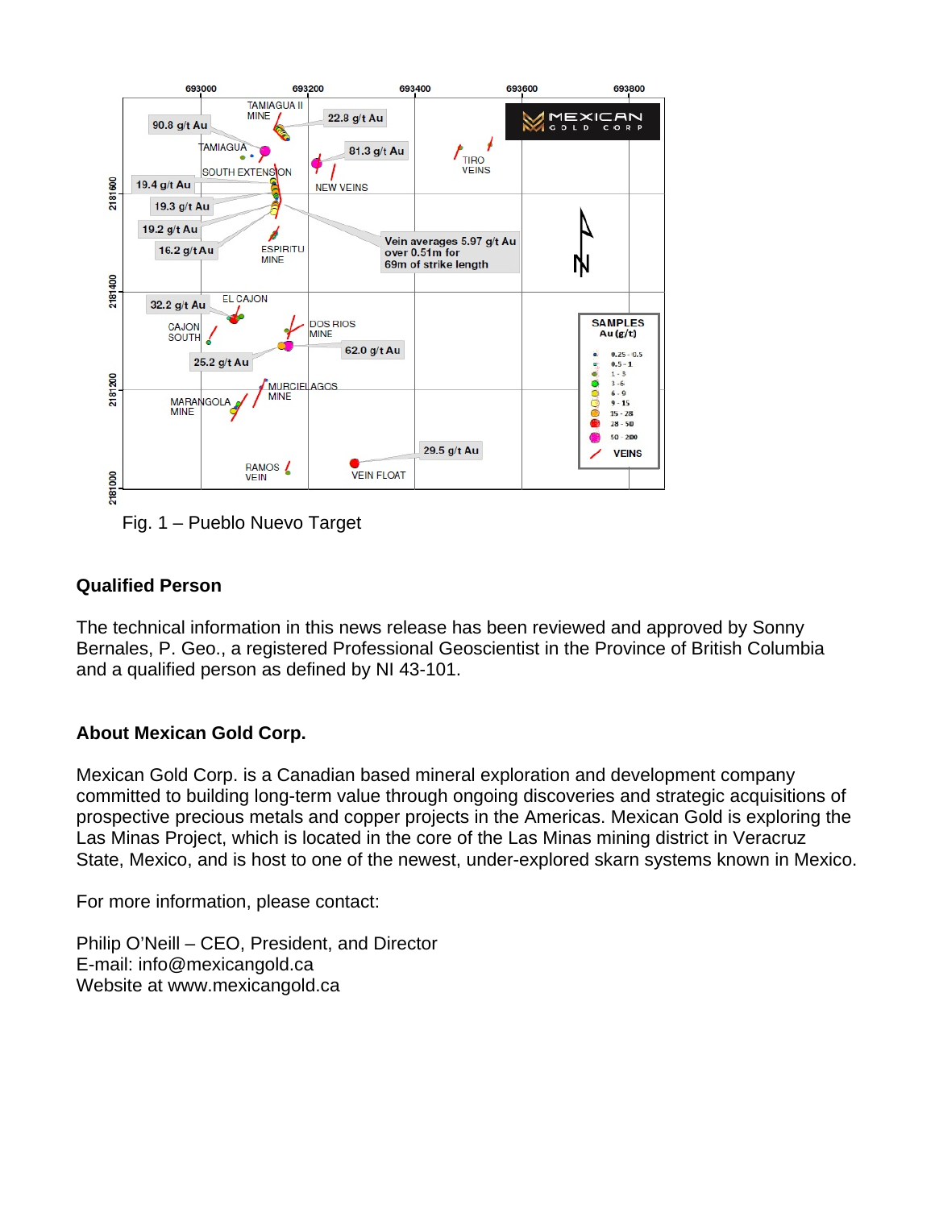Fig. 1 – Pueblo Nuevo Target

## Qualified Person

The technical information in this news release has been reviewed and approved by Sonny Bernales, P. Geo., a registered Professional Geoscientist in the Province of British Columbia and a qualified person as defined by NI 43-101.

## About Mexican Gold Corp.

Mexican Gold Corp. is a Canadian based mineral exploration and development company committed to building long-term value through ongoing discoveries and strategic acquisitions of prospective precious metals and copper projects in the Americas. Mexican Gold is exploring the Las Minas Project, which is located in the core of the Las Minas mining district in Veracruz State, Mexico, and is host to one of the newest, under-explored skarn systems known in Mexico.

For more information, please contact:

Philip O'Neill – CEO, President, and Director
E-mail: info@mexicangold.ca
Website at www.mexicangold.ca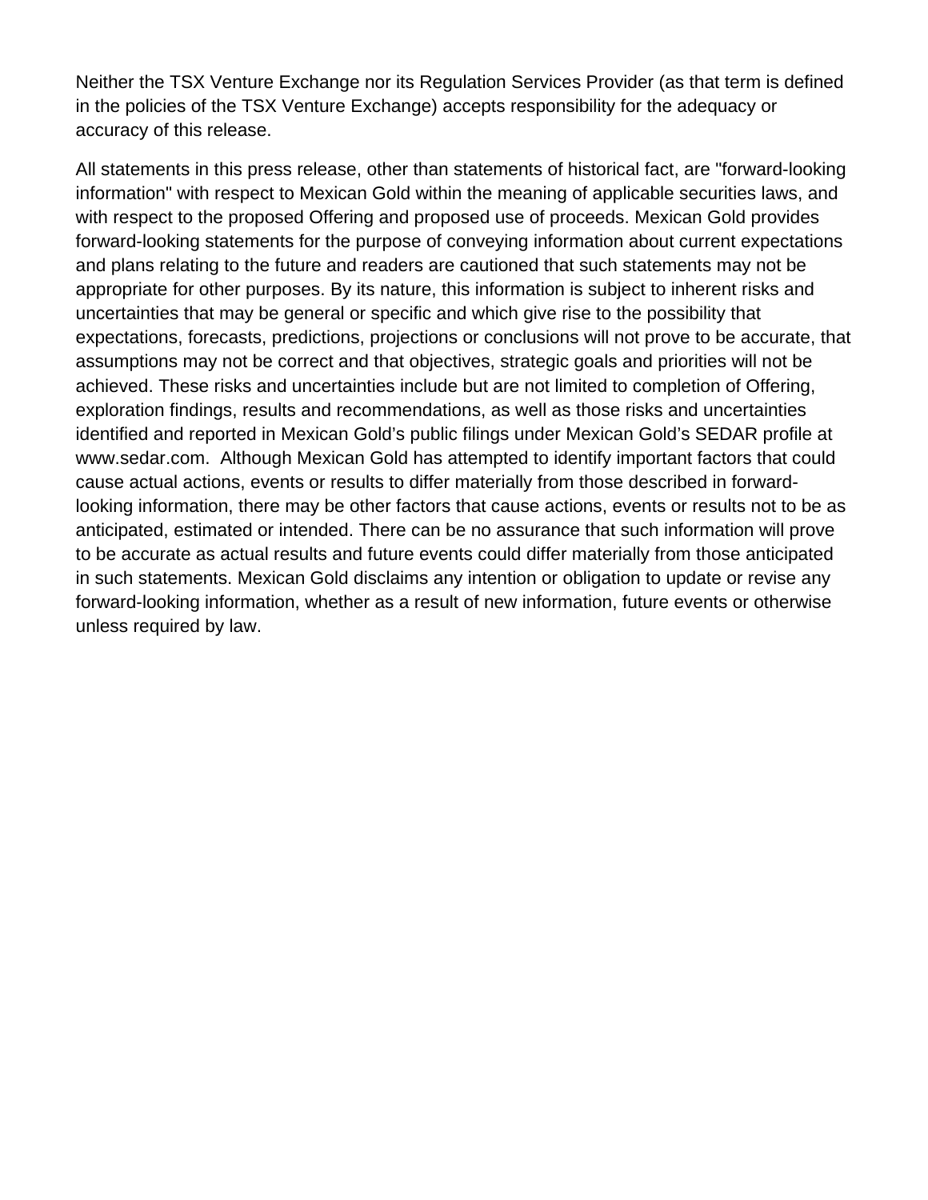Neither the TSX Venture Exchange nor its Regulation Services Provider (as that term is defined in the policies of the TSX Venture Exchange) accepts responsibility for the adequacy or accuracy of this release.

All statements in this press release, other than statements of historical fact, are "forward-looking information" with respect to Mexican Gold within the meaning of applicable securities laws, and with respect to the proposed Offering and proposed use of proceeds. Mexican Gold provides forward-looking statements for the purpose of conveying information about current expectations and plans relating to the future and readers are cautioned that such statements may not be appropriate for other purposes. By its nature, this information is subject to inherent risks and uncertainties that may be general or specific and which give rise to the possibility that expectations, forecasts, predictions, projections or conclusions will not prove to be accurate, that assumptions may not be correct and that objectives, strategic goals and priorities will not be achieved. These risks and uncertainties include but are not limited to completion of Offering, exploration findings, results and recommendations, as well as those risks and uncertainties identified and reported in Mexican Gold's public filings under Mexican Gold's SEDAR profile at www.sedar.com. Although Mexican Gold has attempted to identify important factors that could cause actual actions, events or results to differ materially from those described in forward-looking information, there may be other factors that cause actions, events or results not to be as anticipated, estimated or intended. There can be no assurance that such information will prove to be accurate as actual results and future events could differ materially from those anticipated in such statements. Mexican Gold disclaims any intention or obligation to update or revise any forward-looking information, whether as a result of new information, future events or otherwise unless required by law.